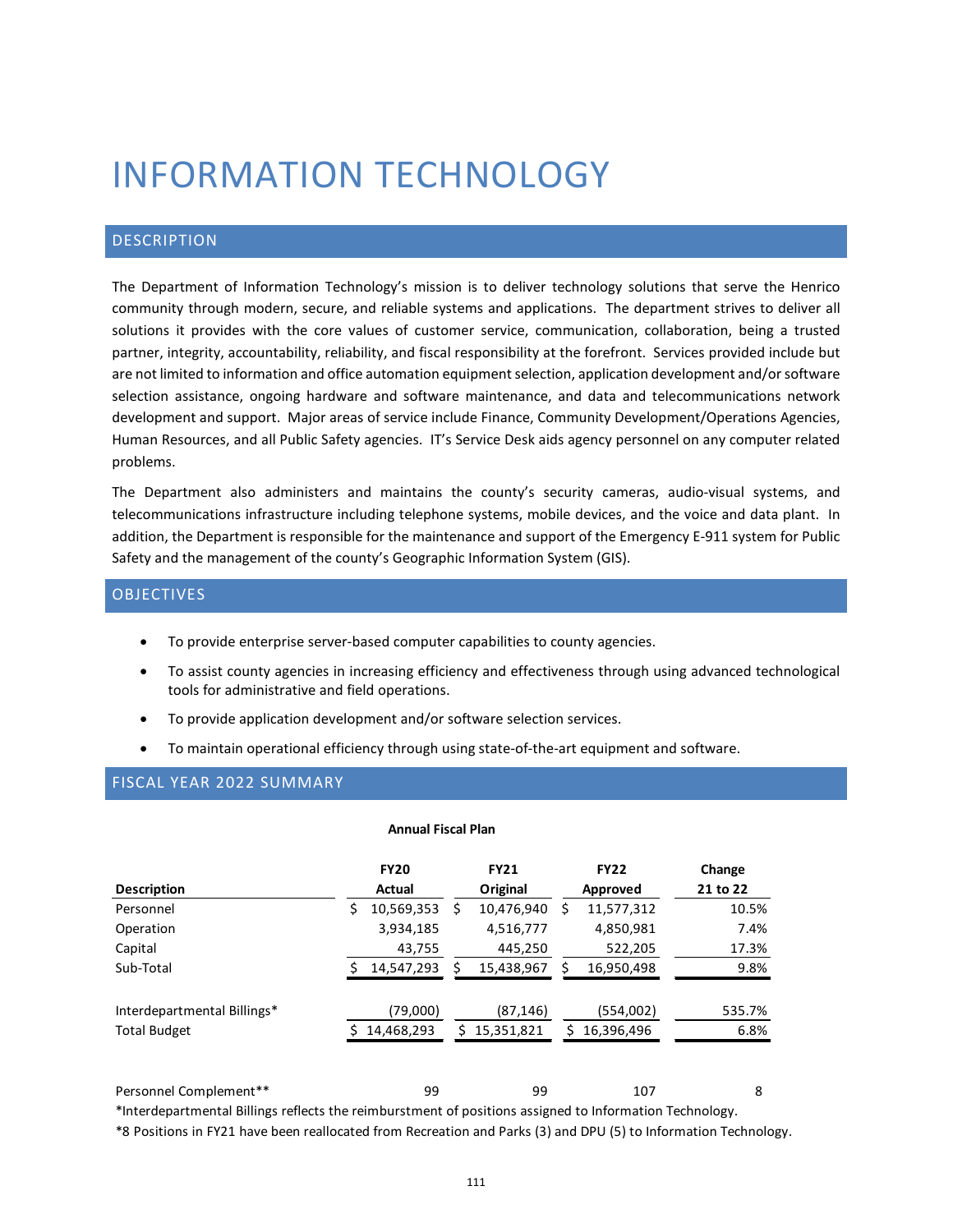# INFORMATION TECHNOLOGY

## DESCRIPTION

The Department of Information Technology's mission is to deliver technology solutions that serve the Henrico community through modern, secure, and reliable systems and applications. The department strives to deliver all solutions it provides with the core values of customer service, communication, collaboration, being a trusted partner, integrity, accountability, reliability, and fiscal responsibility at the forefront. Services provided include but are not limited to information and office automation equipment selection, application development and/or software selection assistance, ongoing hardware and software maintenance, and data and telecommunications network development and support. Major areas of service include Finance, Community Development/Operations Agencies, Human Resources, and all Public Safety agencies. IT's Service Desk aids agency personnel on any computer related problems.

The Department also administers and maintains the county's security cameras, audio-visual systems, and telecommunications infrastructure including telephone systems, mobile devices, and the voice and data plant. In addition, the Department is responsible for the maintenance and support of the Emergency E-911 system for Public Safety and the management of the county's Geographic Information System (GIS).

## OBJECTIVES

- To provide enterprise server-based computer capabilities to county agencies.
- To assist county agencies in increasing efficiency and effectiveness through using advanced technological tools for administrative and field operations.
- To provide application development and/or software selection services.
- To maintain operational efficiency through using state-of-the-art equipment and software.

## FISCAL YEAR 2022 SUMMARY

**Annual Fiscal Plan**

| Description | FY20 Actual | FY21 Original | FY22 Approved | Change 21 to 22 |
|---|---|---|---|---|
| Personnel | $ 10,569,353 | $ 10,476,940 | $ 11,577,312 | 10.5% |
| Operation | 3,934,185 | 4,516,777 | 4,850,981 | 7.4% |
| Capital | 43,755 | 445,250 | 522,205 | 17.3% |
| Sub-Total | $ 14,547,293 | $ 15,438,967 | $ 16,950,498 | 9.8% |
| | | | | |
| Interdepartmental Billings* | (79,000) | (87,146) | (554,002) | 535.7% |
| Total Budget | $ 14,468,293 | $ 15,351,821 | $ 16,396,496 | 6.8% |
| | | | | |
| Personnel Complement** | 99 | 99 | 107 | 8 |

*Interdepartmental Billings reflects the reimburstment of positions assigned to Information Technology.

*8 Positions in FY21 have been reallocated from Recreation and Parks (3) and DPU (5) to Information Technology.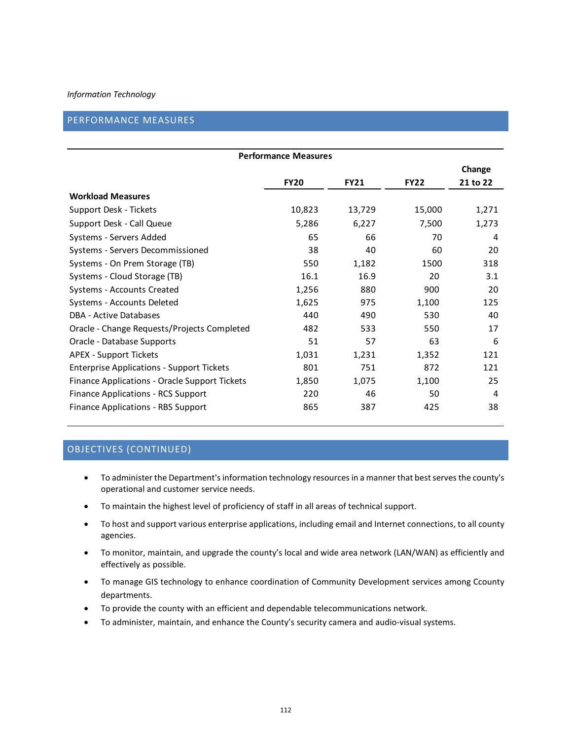*Information Technology*

## PERFORMANCE MEASURES

| Performance Measures | FY20 | FY21 | FY22 | Change 21 to 22 |
|---|---|---|---|---|
| **Workload Measures** | | | | |
| Support Desk - Tickets | 10,823 | 13,729 | 15,000 | 1,271 |
| Support Desk - Call Queue | 5,286 | 6,227 | 7,500 | 1,273 |
| Systems - Servers Added | 65 | 66 | 70 | 4 |
| Systems - Servers Decommissioned | 38 | 40 | 60 | 20 |
| Systems - On Prem Storage (TB) | 550 | 1,182 | 1500 | 318 |
| Systems - Cloud Storage (TB) | 16.1 | 16.9 | 20 | 3.1 |
| Systems - Accounts Created | 1,256 | 880 | 900 | 20 |
| Systems - Accounts Deleted | 1,625 | 975 | 1,100 | 125 |
| DBA - Active Databases | 440 | 490 | 530 | 40 |
| Oracle - Change Requests/Projects Completed | 482 | 533 | 550 | 17 |
| Oracle - Database Supports | 51 | 57 | 63 | 6 |
| APEX - Support Tickets | 1,031 | 1,231 | 1,352 | 121 |
| Enterprise Applications - Support Tickets | 801 | 751 | 872 | 121 |
| Finance Applications - Oracle Support Tickets | 1,850 | 1,075 | 1,100 | 25 |
| Finance Applications - RCS Support | 220 | 46 | 50 | 4 |
| Finance Applications - RBS Support | 865 | 387 | 425 | 38 |

## OBJECTIVES (CONTINUED)

- To administer the Department's information technology resources in a manner that best serves the county's operational and customer service needs.
- To maintain the highest level of proficiency of staff in all areas of technical support.
- To host and support various enterprise applications, including email and Internet connections, to all county agencies.
- To monitor, maintain, and upgrade the county's local and wide area network (LAN/WAN) as efficiently and effectively as possible.
- To manage GIS technology to enhance coordination of Community Development services among Ccounty departments.
- To provide the county with an efficient and dependable telecommunications network.
- To administer, maintain, and enhance the County's security camera and audio-visual systems.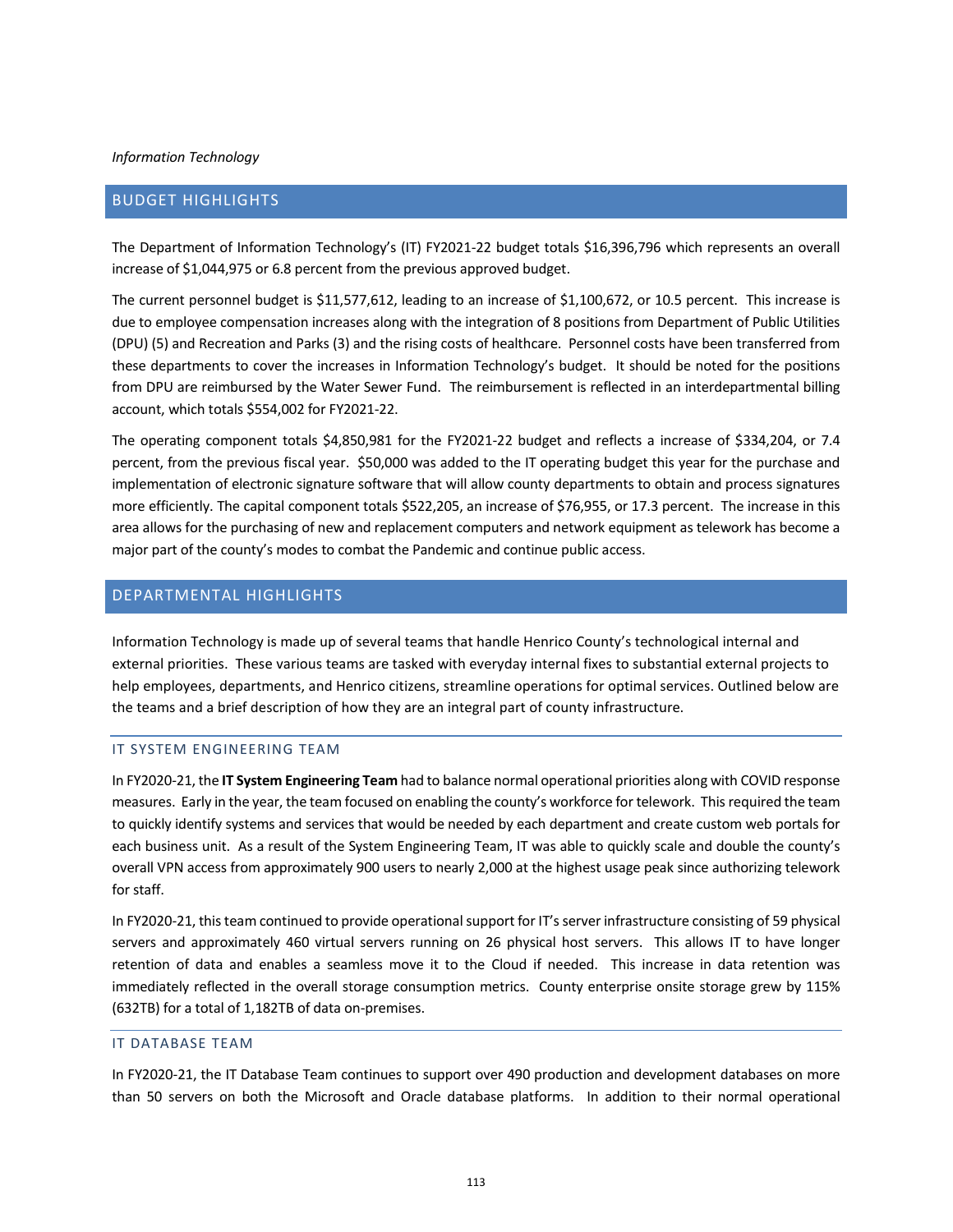*Information Technology*

## BUDGET HIGHLIGHTS

The Department of Information Technology's (IT) FY2021-22 budget totals $16,396,796 which represents an overall increase of $1,044,975 or 6.8 percent from the previous approved budget.

The current personnel budget is $11,577,612, leading to an increase of $1,100,672, or 10.5 percent. This increase is due to employee compensation increases along with the integration of 8 positions from Department of Public Utilities (DPU) (5) and Recreation and Parks (3) and the rising costs of healthcare. Personnel costs have been transferred from these departments to cover the increases in Information Technology's budget. It should be noted for the positions from DPU are reimbursed by the Water Sewer Fund. The reimbursement is reflected in an interdepartmental billing account, which totals $554,002 for FY2021-22.

The operating component totals $4,850,981 for the FY2021-22 budget and reflects a increase of $334,204, or 7.4 percent, from the previous fiscal year. $50,000 was added to the IT operating budget this year for the purchase and implementation of electronic signature software that will allow county departments to obtain and process signatures more efficiently. The capital component totals $522,205, an increase of $76,955, or 17.3 percent. The increase in this area allows for the purchasing of new and replacement computers and network equipment as telework has become a major part of the county's modes to combat the Pandemic and continue public access.

## DEPARTMENTAL HIGHLIGHTS

Information Technology is made up of several teams that handle Henrico County's technological internal and external priorities. These various teams are tasked with everyday internal fixes to substantial external projects to help employees, departments, and Henrico citizens, streamline operations for optimal services. Outlined below are the teams and a brief description of how they are an integral part of county infrastructure.

### IT SYSTEM ENGINEERING TEAM

In FY2020-21, the **IT System Engineering Team** had to balance normal operational priorities along with COVID response measures. Early in the year, the team focused on enabling the county's workforce for telework. This required the team to quickly identify systems and services that would be needed by each department and create custom web portals for each business unit. As a result of the System Engineering Team, IT was able to quickly scale and double the county's overall VPN access from approximately 900 users to nearly 2,000 at the highest usage peak since authorizing telework for staff.

In FY2020-21, this team continued to provide operational support for IT's server infrastructure consisting of 59 physical servers and approximately 460 virtual servers running on 26 physical host servers. This allows IT to have longer retention of data and enables a seamless move it to the Cloud if needed. This increase in data retention was immediately reflected in the overall storage consumption metrics. County enterprise onsite storage grew by 115% (632TB) for a total of 1,182TB of data on-premises.

### IT DATABASE TEAM

In FY2020-21, the IT Database Team continues to support over 490 production and development databases on more than 50 servers on both the Microsoft and Oracle database platforms. In addition to their normal operational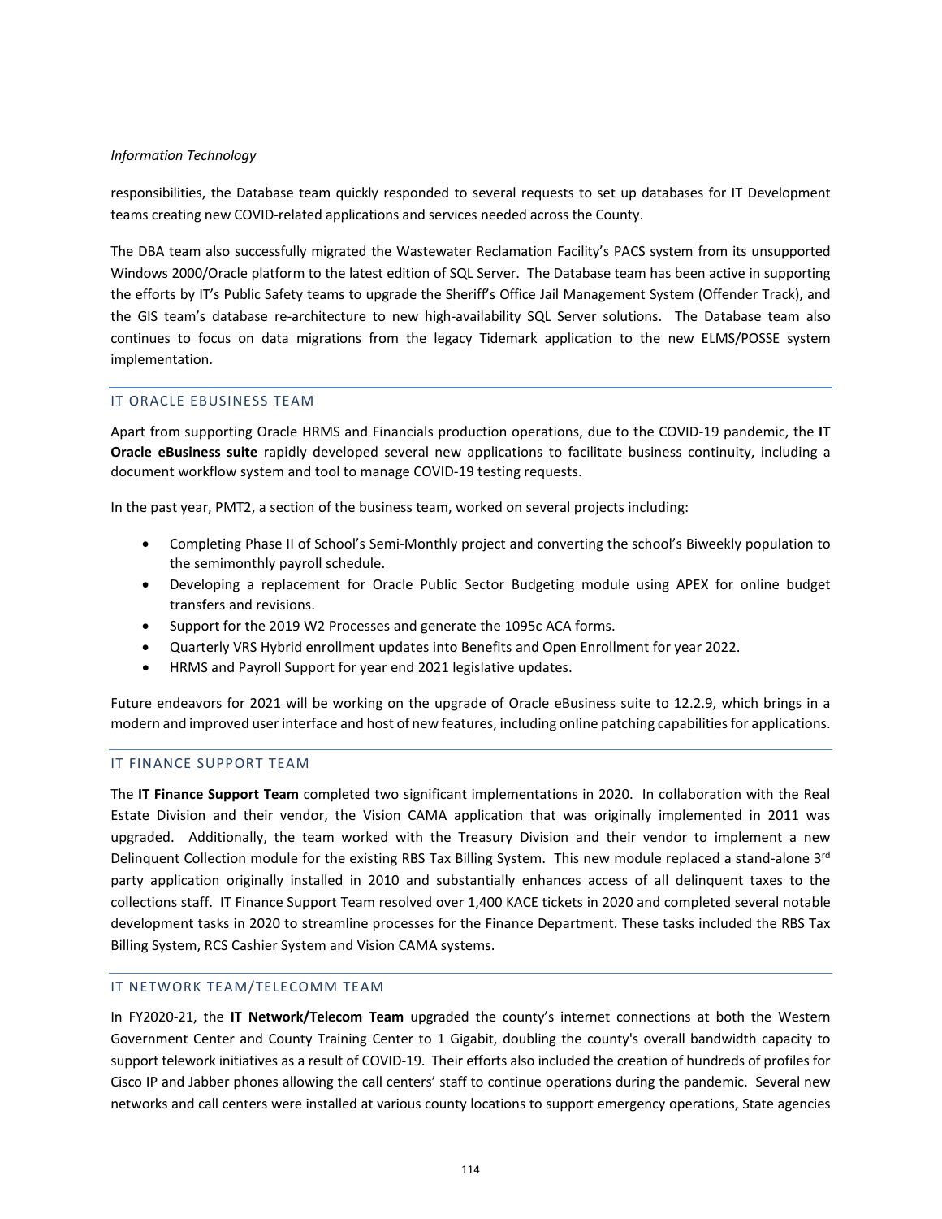responsibilities, the Database team quickly responded to several requests to set up databases for IT Development teams creating new COVID-related applications and services needed across the County.

The DBA team also successfully migrated the Wastewater Reclamation Facility's PACS system from its unsupported Windows 2000/Oracle platform to the latest edition of SQL Server. The Database team has been active in supporting the efforts by IT's Public Safety teams to upgrade the Sheriff's Office Jail Management System (Offender Track), and the GIS team's database re-architecture to new high-availability SQL Server solutions. The Database team also continues to focus on data migrations from the legacy Tidemark application to the new ELMS/POSSE system implementation.

## IT ORACLE EBUSINESS TEAM

Apart from supporting Oracle HRMS and Financials production operations, due to the COVID-19 pandemic, the **IT Oracle eBusiness suite** rapidly developed several new applications to facilitate business continuity, including a document workflow system and tool to manage COVID-19 testing requests.

In the past year, PMT2, a section of the business team, worked on several projects including:

- Completing Phase II of School's Semi-Monthly project and converting the school's Biweekly population to the semimonthly payroll schedule.
- Developing a replacement for Oracle Public Sector Budgeting module using APEX for online budget transfers and revisions.
- Support for the 2019 W2 Processes and generate the 1095c ACA forms.
- Quarterly VRS Hybrid enrollment updates into Benefits and Open Enrollment for year 2022.
- HRMS and Payroll Support for year end 2021 legislative updates.

Future endeavors for 2021 will be working on the upgrade of Oracle eBusiness suite to 12.2.9, which brings in a modern and improved user interface and host of new features, including online patching capabilities for applications.

## IT FINANCE SUPPORT TEAM

The **IT Finance Support Team** completed two significant implementations in 2020. In collaboration with the Real Estate Division and their vendor, the Vision CAMA application that was originally implemented in 2011 was upgraded. Additionally, the team worked with the Treasury Division and their vendor to implement a new Delinquent Collection module for the existing RBS Tax Billing System. This new module replaced a stand-alone 3rd party application originally installed in 2010 and substantially enhances access of all delinquent taxes to the collections staff. IT Finance Support Team resolved over 1,400 KACE tickets in 2020 and completed several notable development tasks in 2020 to streamline processes for the Finance Department. These tasks included the RBS Tax Billing System, RCS Cashier System and Vision CAMA systems.

## IT NETWORK TEAM/TELECOMM TEAM

In FY2020-21, the **IT Network/Telecom Team** upgraded the county's internet connections at both the Western Government Center and County Training Center to 1 Gigabit, doubling the county's overall bandwidth capacity to support telework initiatives as a result of COVID-19. Their efforts also included the creation of hundreds of profiles for Cisco IP and Jabber phones allowing the call centers' staff to continue operations during the pandemic. Several new networks and call centers were installed at various county locations to support emergency operations, State agencies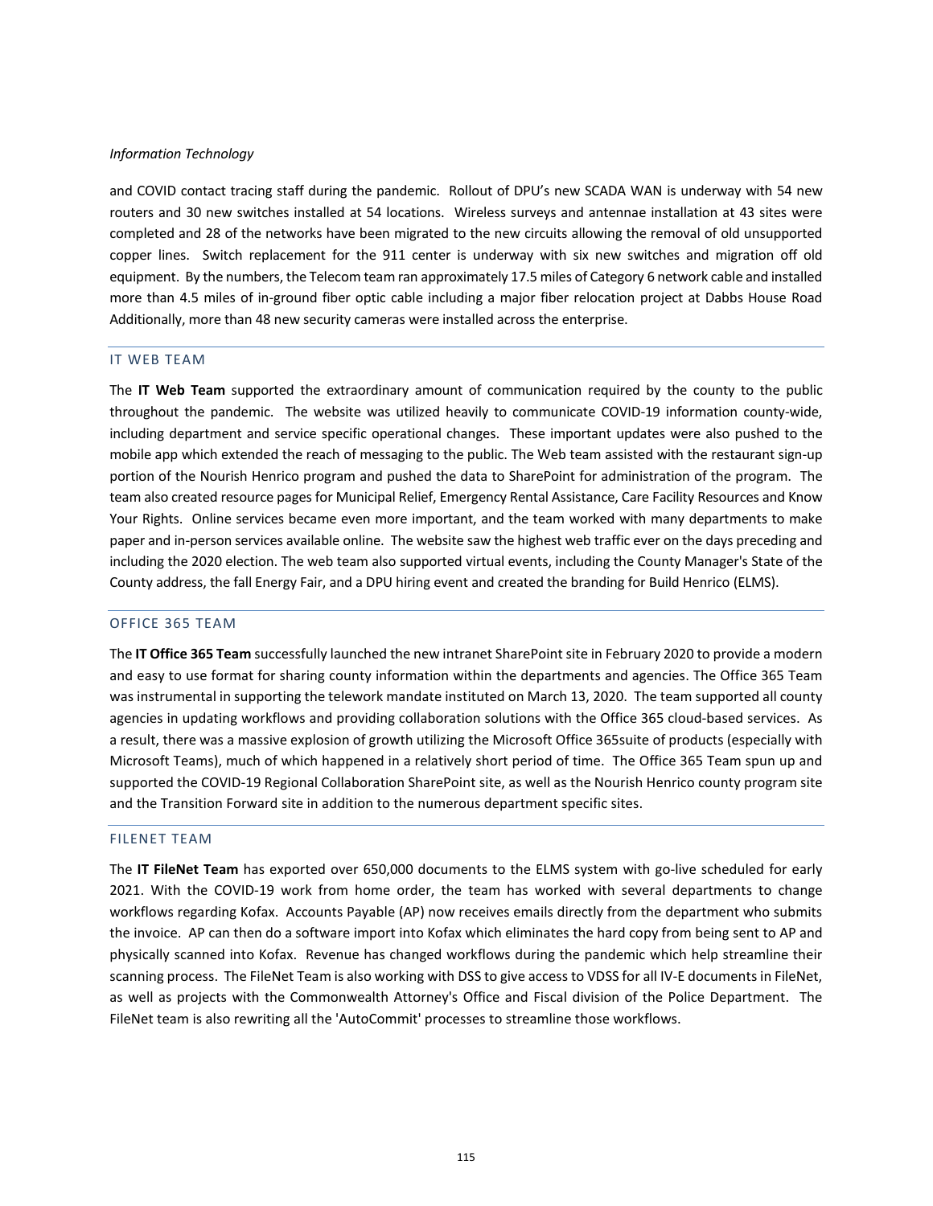and COVID contact tracing staff during the pandemic. Rollout of DPU's new SCADA WAN is underway with 54 new routers and 30 new switches installed at 54 locations. Wireless surveys and antennae installation at 43 sites were completed and 28 of the networks have been migrated to the new circuits allowing the removal of old unsupported copper lines. Switch replacement for the 911 center is underway with six new switches and migration off old equipment. By the numbers, the Telecom team ran approximately 17.5 miles of Category 6 network cable and installed more than 4.5 miles of in-ground fiber optic cable including a major fiber relocation project at Dabbs House Road Additionally, more than 48 new security cameras were installed across the enterprise.

## IT WEB TEAM

The **IT Web Team** supported the extraordinary amount of communication required by the county to the public throughout the pandemic. The website was utilized heavily to communicate COVID-19 information county-wide, including department and service specific operational changes. These important updates were also pushed to the mobile app which extended the reach of messaging to the public. The Web team assisted with the restaurant sign-up portion of the Nourish Henrico program and pushed the data to SharePoint for administration of the program. The team also created resource pages for Municipal Relief, Emergency Rental Assistance, Care Facility Resources and Know Your Rights. Online services became even more important, and the team worked with many departments to make paper and in-person services available online. The website saw the highest web traffic ever on the days preceding and including the 2020 election. The web team also supported virtual events, including the County Manager's State of the County address, the fall Energy Fair, and a DPU hiring event and created the branding for Build Henrico (ELMS).

## OFFICE 365 TEAM

The **IT Office 365 Team** successfully launched the new intranet SharePoint site in February 2020 to provide a modern and easy to use format for sharing county information within the departments and agencies. The Office 365 Team was instrumental in supporting the telework mandate instituted on March 13, 2020. The team supported all county agencies in updating workflows and providing collaboration solutions with the Office 365 cloud-based services. As a result, there was a massive explosion of growth utilizing the Microsoft Office 365suite of products (especially with Microsoft Teams), much of which happened in a relatively short period of time. The Office 365 Team spun up and supported the COVID-19 Regional Collaboration SharePoint site, as well as the Nourish Henrico county program site and the Transition Forward site in addition to the numerous department specific sites.

## FILENET TEAM

The **IT FileNet Team** has exported over 650,000 documents to the ELMS system with go-live scheduled for early 2021. With the COVID-19 work from home order, the team has worked with several departments to change workflows regarding Kofax. Accounts Payable (AP) now receives emails directly from the department who submits the invoice. AP can then do a software import into Kofax which eliminates the hard copy from being sent to AP and physically scanned into Kofax. Revenue has changed workflows during the pandemic which help streamline their scanning process. The FileNet Team is also working with DSS to give access to VDSS for all IV-E documents in FileNet, as well as projects with the Commonwealth Attorney's Office and Fiscal division of the Police Department. The FileNet team is also rewriting all the 'AutoCommit' processes to streamline those workflows.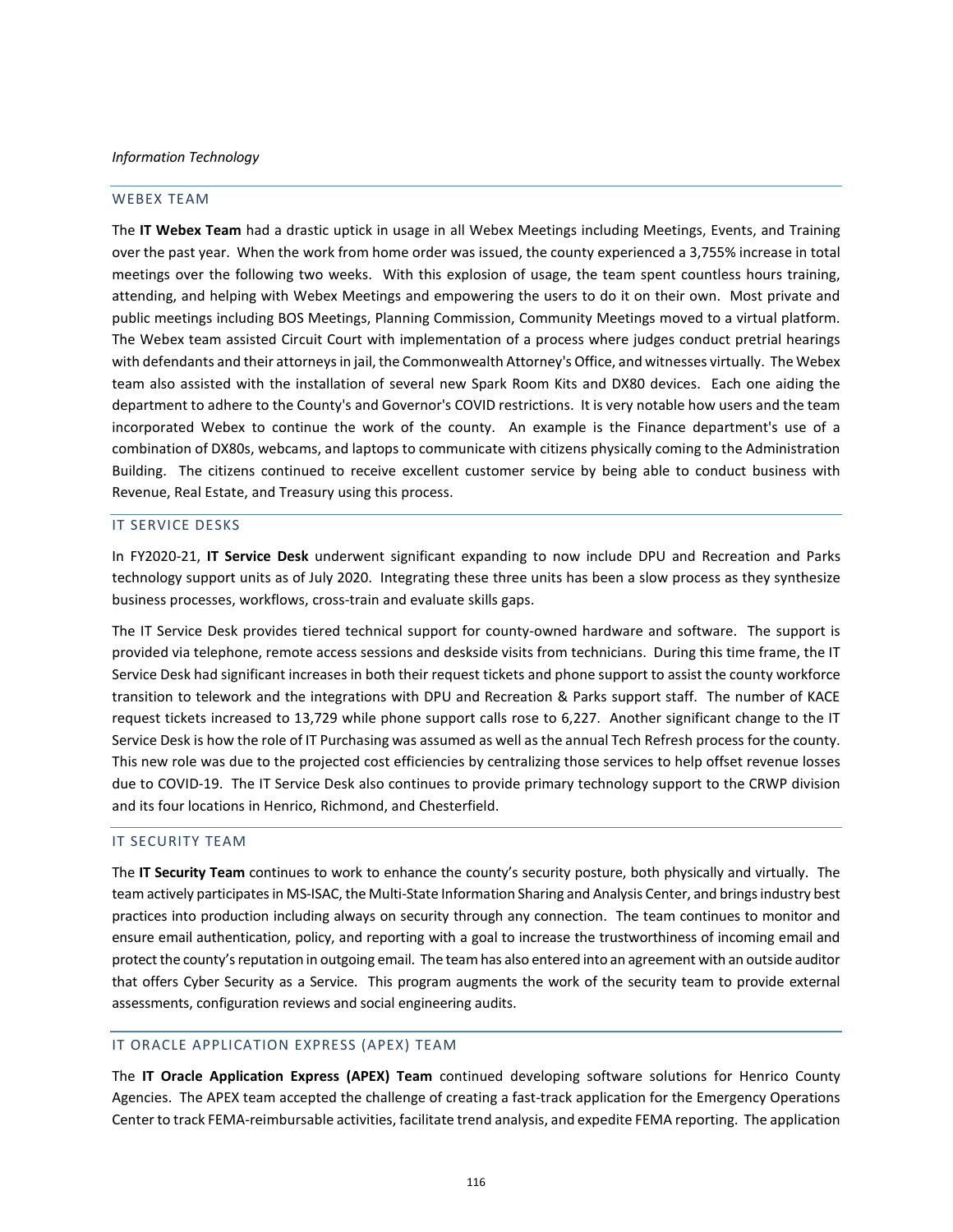*Information Technology*

## WEBEX TEAM

The **IT Webex Team** had a drastic uptick in usage in all Webex Meetings including Meetings, Events, and Training over the past year. When the work from home order was issued, the county experienced a 3,755% increase in total meetings over the following two weeks. With this explosion of usage, the team spent countless hours training, attending, and helping with Webex Meetings and empowering the users to do it on their own. Most private and public meetings including BOS Meetings, Planning Commission, Community Meetings moved to a virtual platform. The Webex team assisted Circuit Court with implementation of a process where judges conduct pretrial hearings with defendants and their attorneys in jail, the Commonwealth Attorney's Office, and witnesses virtually. The Webex team also assisted with the installation of several new Spark Room Kits and DX80 devices. Each one aiding the department to adhere to the County's and Governor's COVID restrictions. It is very notable how users and the team incorporated Webex to continue the work of the county. An example is the Finance department's use of a combination of DX80s, webcams, and laptops to communicate with citizens physically coming to the Administration Building. The citizens continued to receive excellent customer service by being able to conduct business with Revenue, Real Estate, and Treasury using this process.

## IT SERVICE DESKS

In FY2020-21, **IT Service Desk** underwent significant expanding to now include DPU and Recreation and Parks technology support units as of July 2020. Integrating these three units has been a slow process as they synthesize business processes, workflows, cross-train and evaluate skills gaps.

The IT Service Desk provides tiered technical support for county-owned hardware and software. The support is provided via telephone, remote access sessions and deskside visits from technicians. During this time frame, the IT Service Desk had significant increases in both their request tickets and phone support to assist the county workforce transition to telework and the integrations with DPU and Recreation & Parks support staff. The number of KACE request tickets increased to 13,729 while phone support calls rose to 6,227. Another significant change to the IT Service Desk is how the role of IT Purchasing was assumed as well as the annual Tech Refresh process for the county. This new role was due to the projected cost efficiencies by centralizing those services to help offset revenue losses due to COVID-19. The IT Service Desk also continues to provide primary technology support to the CRWP division and its four locations in Henrico, Richmond, and Chesterfield.

## IT SECURITY TEAM

The **IT Security Team** continues to work to enhance the county's security posture, both physically and virtually. The team actively participates in MS-ISAC, the Multi-State Information Sharing and Analysis Center, and brings industry best practices into production including always on security through any connection. The team continues to monitor and ensure email authentication, policy, and reporting with a goal to increase the trustworthiness of incoming email and protect the county's reputation in outgoing email. The team has also entered into an agreement with an outside auditor that offers Cyber Security as a Service. This program augments the work of the security team to provide external assessments, configuration reviews and social engineering audits.

## IT ORACLE APPLICATION EXPRESS (APEX) TEAM

The **IT Oracle Application Express (APEX) Team** continued developing software solutions for Henrico County Agencies. The APEX team accepted the challenge of creating a fast-track application for the Emergency Operations Center to track FEMA-reimbursable activities, facilitate trend analysis, and expedite FEMA reporting. The application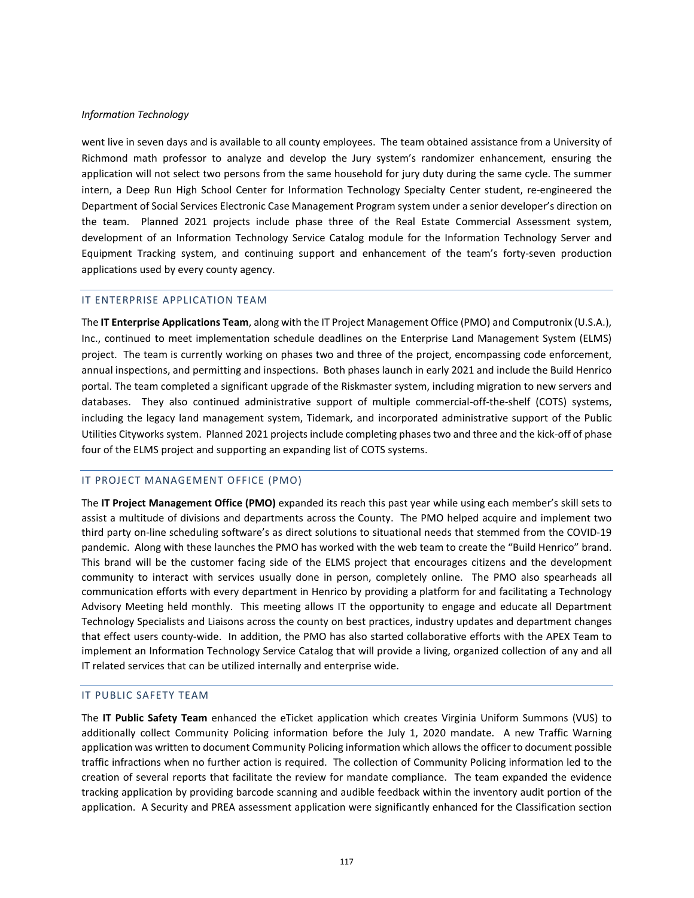went live in seven days and is available to all county employees. The team obtained assistance from a University of Richmond math professor to analyze and develop the Jury system's randomizer enhancement, ensuring the application will not select two persons from the same household for jury duty during the same cycle. The summer intern, a Deep Run High School Center for Information Technology Specialty Center student, re-engineered the Department of Social Services Electronic Case Management Program system under a senior developer's direction on the team. Planned 2021 projects include phase three of the Real Estate Commercial Assessment system, development of an Information Technology Service Catalog module for the Information Technology Server and Equipment Tracking system, and continuing support and enhancement of the team's forty-seven production applications used by every county agency.

## IT ENTERPRISE APPLICATION TEAM

The **IT Enterprise Applications Team**, along with the IT Project Management Office (PMO) and Computronix (U.S.A.), Inc., continued to meet implementation schedule deadlines on the Enterprise Land Management System (ELMS) project. The team is currently working on phases two and three of the project, encompassing code enforcement, annual inspections, and permitting and inspections. Both phases launch in early 2021 and include the Build Henrico portal. The team completed a significant upgrade of the Riskmaster system, including migration to new servers and databases. They also continued administrative support of multiple commercial-off-the-shelf (COTS) systems, including the legacy land management system, Tidemark, and incorporated administrative support of the Public Utilities Cityworks system. Planned 2021 projects include completing phases two and three and the kick-off of phase four of the ELMS project and supporting an expanding list of COTS systems.

## IT PROJECT MANAGEMENT OFFICE (PMO)

The **IT Project Management Office (PMO)** expanded its reach this past year while using each member's skill sets to assist a multitude of divisions and departments across the County. The PMO helped acquire and implement two third party on-line scheduling software's as direct solutions to situational needs that stemmed from the COVID-19 pandemic. Along with these launches the PMO has worked with the web team to create the "Build Henrico" brand. This brand will be the customer facing side of the ELMS project that encourages citizens and the development community to interact with services usually done in person, completely online. The PMO also spearheads all communication efforts with every department in Henrico by providing a platform for and facilitating a Technology Advisory Meeting held monthly. This meeting allows IT the opportunity to engage and educate all Department Technology Specialists and Liaisons across the county on best practices, industry updates and department changes that effect users county-wide. In addition, the PMO has also started collaborative efforts with the APEX Team to implement an Information Technology Service Catalog that will provide a living, organized collection of any and all IT related services that can be utilized internally and enterprise wide.

## IT PUBLIC SAFETY TEAM

The **IT Public Safety Team** enhanced the eTicket application which creates Virginia Uniform Summons (VUS) to additionally collect Community Policing information before the July 1, 2020 mandate. A new Traffic Warning application was written to document Community Policing information which allows the officer to document possible traffic infractions when no further action is required. The collection of Community Policing information led to the creation of several reports that facilitate the review for mandate compliance. The team expanded the evidence tracking application by providing barcode scanning and audible feedback within the inventory audit portion of the application. A Security and PREA assessment application were significantly enhanced for the Classification section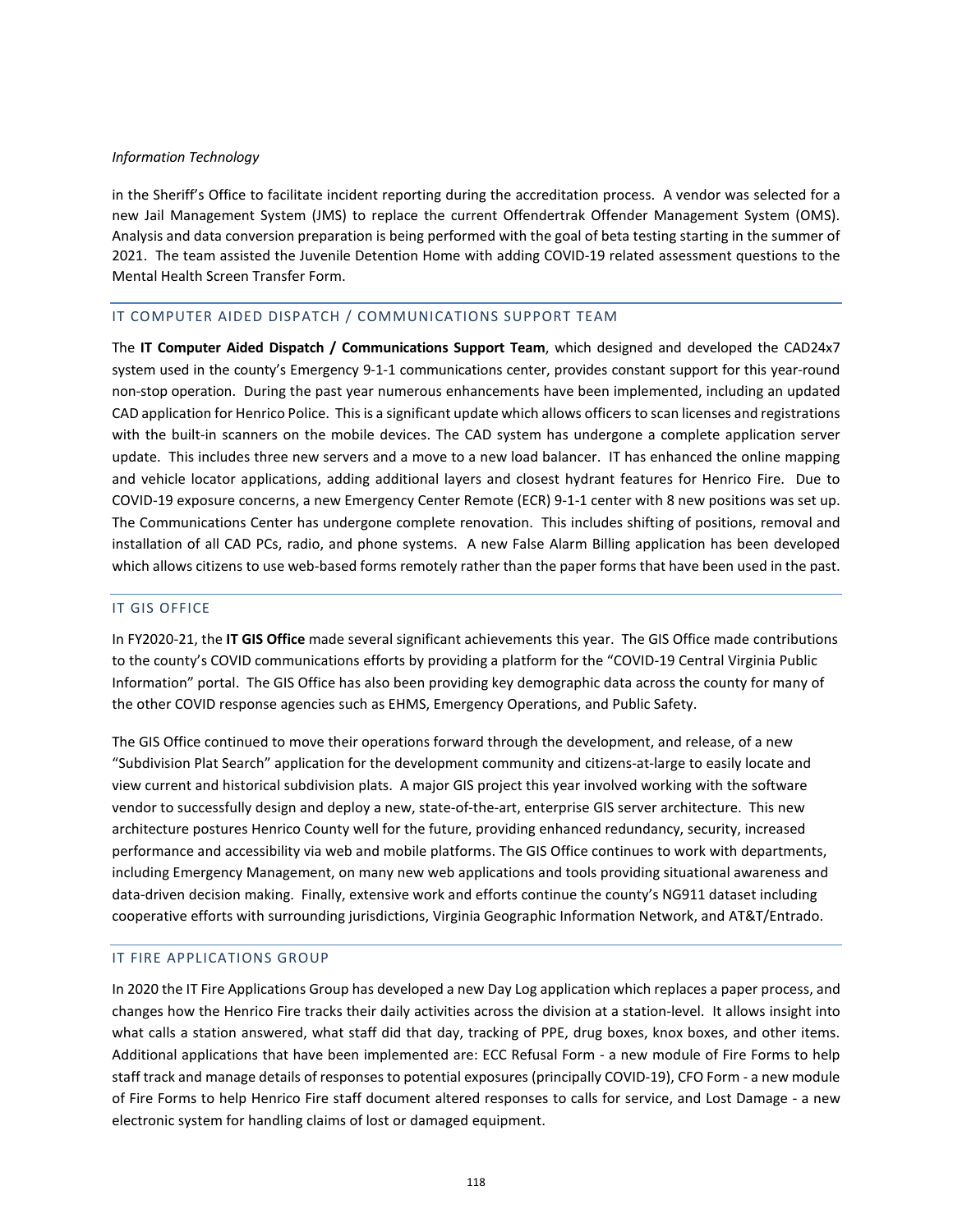in the Sheriff's Office to facilitate incident reporting during the accreditation process. A vendor was selected for a new Jail Management System (JMS) to replace the current Offendertrak Offender Management System (OMS). Analysis and data conversion preparation is being performed with the goal of beta testing starting in the summer of 2021. The team assisted the Juvenile Detention Home with adding COVID-19 related assessment questions to the Mental Health Screen Transfer Form.

## IT COMPUTER AIDED DISPATCH / COMMUNICATIONS SUPPORT TEAM

The **IT Computer Aided Dispatch / Communications Support Team**, which designed and developed the CAD24x7 system used in the county's Emergency 9-1-1 communications center, provides constant support for this year-round non-stop operation. During the past year numerous enhancements have been implemented, including an updated CAD application for Henrico Police. This is a significant update which allows officers to scan licenses and registrations with the built-in scanners on the mobile devices. The CAD system has undergone a complete application server update. This includes three new servers and a move to a new load balancer. IT has enhanced the online mapping and vehicle locator applications, adding additional layers and closest hydrant features for Henrico Fire. Due to COVID-19 exposure concerns, a new Emergency Center Remote (ECR) 9-1-1 center with 8 new positions was set up. The Communications Center has undergone complete renovation. This includes shifting of positions, removal and installation of all CAD PCs, radio, and phone systems. A new False Alarm Billing application has been developed which allows citizens to use web-based forms remotely rather than the paper forms that have been used in the past.

## IT GIS OFFICE

In FY2020-21, the **IT GIS Office** made several significant achievements this year. The GIS Office made contributions to the county's COVID communications efforts by providing a platform for the "COVID-19 Central Virginia Public Information" portal. The GIS Office has also been providing key demographic data across the county for many of the other COVID response agencies such as EHMS, Emergency Operations, and Public Safety.

The GIS Office continued to move their operations forward through the development, and release, of a new "Subdivision Plat Search" application for the development community and citizens-at-large to easily locate and view current and historical subdivision plats. A major GIS project this year involved working with the software vendor to successfully design and deploy a new, state-of-the-art, enterprise GIS server architecture. This new architecture postures Henrico County well for the future, providing enhanced redundancy, security, increased performance and accessibility via web and mobile platforms. The GIS Office continues to work with departments, including Emergency Management, on many new web applications and tools providing situational awareness and data-driven decision making. Finally, extensive work and efforts continue the county's NG911 dataset including cooperative efforts with surrounding jurisdictions, Virginia Geographic Information Network, and AT&T/Entrado.

## IT FIRE APPLICATIONS GROUP

In 2020 the IT Fire Applications Group has developed a new Day Log application which replaces a paper process, and changes how the Henrico Fire tracks their daily activities across the division at a station-level. It allows insight into what calls a station answered, what staff did that day, tracking of PPE, drug boxes, knox boxes, and other items. Additional applications that have been implemented are: ECC Refusal Form - a new module of Fire Forms to help staff track and manage details of responses to potential exposures (principally COVID-19), CFO Form - a new module of Fire Forms to help Henrico Fire staff document altered responses to calls for service, and Lost Damage - a new electronic system for handling claims of lost or damaged equipment.